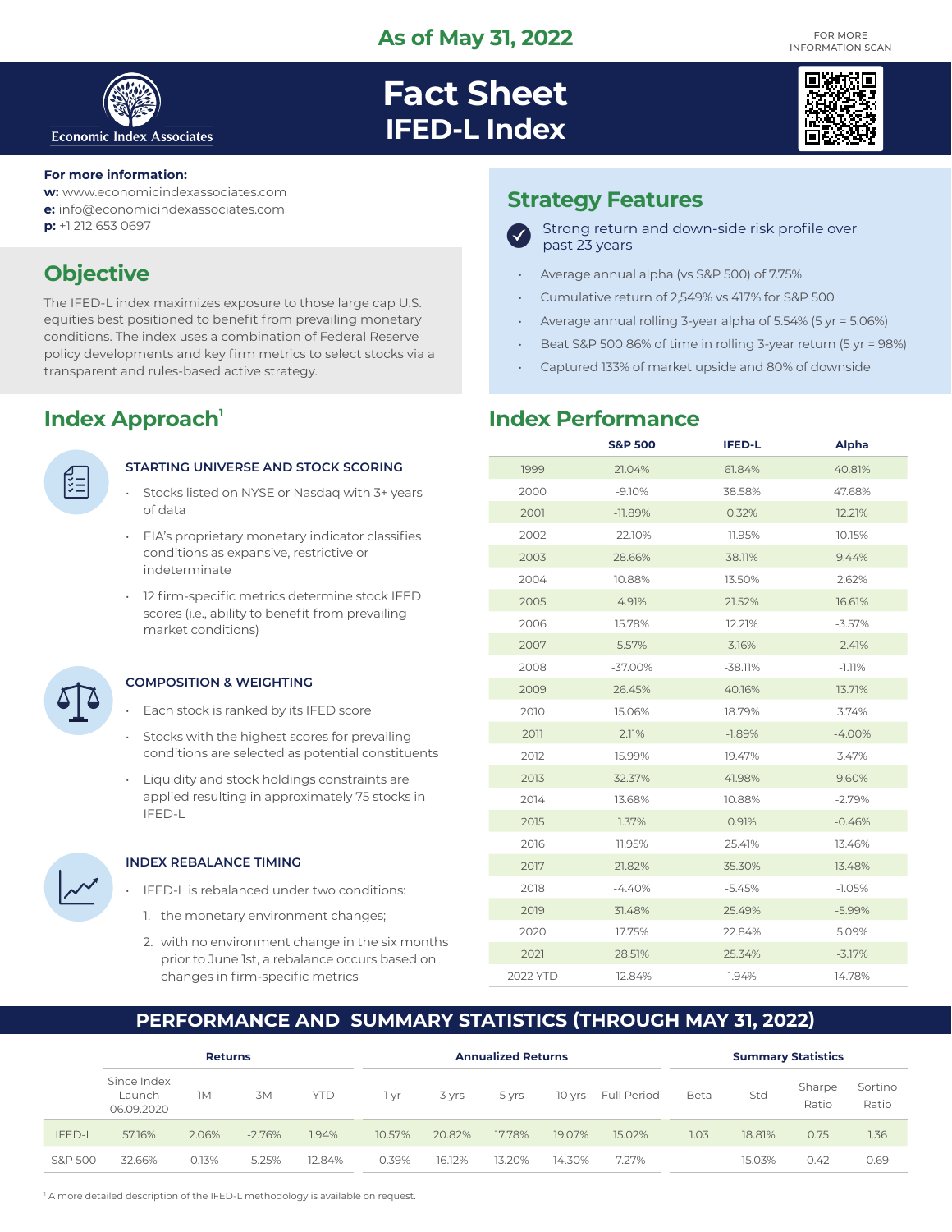As of May 31, 2022

FOR MORE INFORMATION SCAN

Economic Index Associates

# Fact Sheet
## IFED-L Index

**For more information:**
**w:** www.economicindexassociates.com
**e:** info@economicindexassociates.com
**p:** +1 212 653 0697

## Objective

The IFED-L index maximizes exposure to those large cap U.S. equities best positioned to benefit from prevailing monetary conditions. The index uses a combination of Federal Reserve policy developments and key firm metrics to select stocks via a transparent and rules-based active strategy.

## Strategy Features

✓ Strong return and down-side risk profile over past 23 years

- Average annual alpha (vs S&P 500) of 7.75%
- Cumulative return of 2,549% vs 417% for S&P 500
- Average annual rolling 3-year alpha of 5.54% (5 yr = 5.06%)
- Beat S&P 500 86% of time in rolling 3-year return (5 yr = 98%)
- Captured 133% of market upside and 80% of downside

## Index Approach[1]

### STARTING UNIVERSE AND STOCK SCORING

- Stocks listed on NYSE or Nasdaq with 3+ years of data
- EIA's proprietary monetary indicator classifies conditions as expansive, restrictive or indeterminate
- 12 firm-specific metrics determine stock IFED scores (i.e., ability to benefit from prevailing market conditions)

### COMPOSITION & WEIGHTING

- Each stock is ranked by its IFED score
- Stocks with the highest scores for prevailing conditions are selected as potential constituents
- Liquidity and stock holdings constraints are applied resulting in approximately 75 stocks in IFED-L

### INDEX REBALANCE TIMING

- IFED-L is rebalanced under two conditions:
  1. the monetary environment changes;
  2. with no environment change in the six months prior to June 1st, a rebalance occurs based on changes in firm-specific metrics

## Index Performance

| | S&P 500 | IFED-L | Alpha |
|---|---|---|---|
| 1999 | 21.04% | 61.84% | 40.81% |
| 2000 | -9.10% | 38.58% | 47.68% |
| 2001 | -11.89% | 0.32% | 12.21% |
| 2002 | -22.10% | -11.95% | 10.15% |
| 2003 | 28.66% | 38.11% | 9.44% |
| 2004 | 10.88% | 13.50% | 2.62% |
| 2005 | 4.91% | 21.52% | 16.61% |
| 2006 | 15.78% | 12.21% | -3.57% |
| 2007 | 5.57% | 3.16% | -2.41% |
| 2008 | -37.00% | -38.11% | -1.11% |
| 2009 | 26.45% | 40.16% | 13.71% |
| 2010 | 15.06% | 18.79% | 3.74% |
| 2011 | 2.11% | -1.89% | -4.00% |
| 2012 | 15.99% | 19.47% | 3.47% |
| 2013 | 32.37% | 41.98% | 9.60% |
| 2014 | 13.68% | 10.88% | -2.79% |
| 2015 | 1.37% | 0.91% | -0.46% |
| 2016 | 11.95% | 25.41% | 13.46% |
| 2017 | 21.82% | 35.30% | 13.48% |
| 2018 | -4.40% | -5.45% | -1.05% |
| 2019 | 31.48% | 25.49% | -5.99% |
| 2020 | 17.75% | 22.84% | 5.09% |
| 2021 | 28.51% | 25.34% | -3.17% |
| 2022 YTD | -12.84% | 1.94% | 14.78% |

## PERFORMANCE AND SUMMARY STATISTICS (THROUGH MAY 31, 2022)

| | Returns | | | | Annualized Returns | | | | | Summary Statistics | | | |
|---|---|---|---|---|---|---|---|---|---|---|---|---|---|
| | Since Index Launch 06.09.2020 | 1M | 3M | YTD | 1 yr | 3 yrs | 5 yrs | 10 yrs | Full Period | Beta | Std | Sharpe Ratio | Sortino Ratio |
| IFED-L | 57.16% | 2.06% | -2.76% | 1.94% | 10.57% | 20.82% | 17.78% | 19.07% | 15.02% | 1.03 | 18.81% | 0.75 | 1.36 |
| S&P 500 | 32.66% | 0.13% | -5.25% | -12.84% | -0.39% | 16.12% | 13.20% | 14.30% | 7.27% | - | 15.03% | 0.42 | 0.69 |

[1] A more detailed description of the IFED-L methodology is available on request.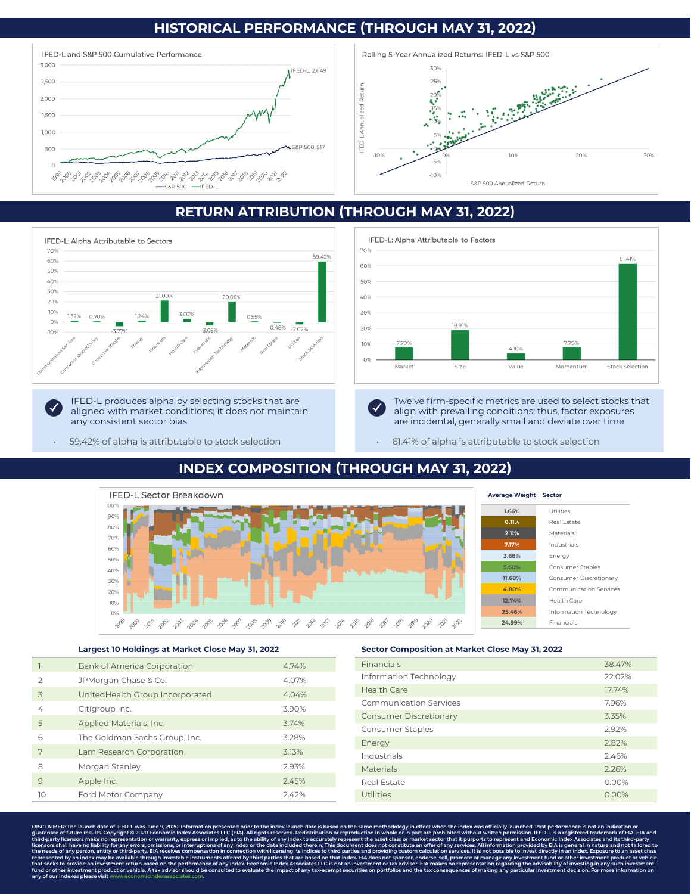## HISTORICAL PERFORMANCE (THROUGH MAY 31, 2022)

IFED-L and S&P 500 Cumulative Performance

3,000
2,500
2,000
1,500
1,000
500
0

IFED-L, 2,649
S&P 500, 517

1999 2000 2001 2002 2003 2004 2005 2006 2007 2008 2009 2010 2011 2012 2013 2014 2015 2016 2017 2018 2019 2020 2021 2022

S&P 500 — IFED-L

Rolling 5-Year Annualized Returns: IFED-L vs S&P 500

IFED-L Annualized Return

30%
25%
20%
15%
10%
5%
0%
-5%
-10%

-10% 0% 10% 20% 30%

S&P 500 Annualized Return

## RETURN ATTRIBUTION (THROUGH MAY 31, 2022)

IFED-L: Alpha Attributable to Sectors

70%
60%
50%
40%
30%
20%
10%
0%
-10%

Communication Services 1.32%
Consumer Discretionary 0.70%
Consumer Staples -3.77%
Energy 1.24%
Financials 21.00%
Health Care 3.02%
Industrials -3.05%
Information Technology 20.06%
Materials 0.55%
Real Estate -0.48%
Utilities -2.02%
Stock Selection 59.42%

IFED-L: Alpha Attributable to Factors

70%
60%
50%
40%
30%
20%
10%
0%

Market 7.79%
Size 18.91%
Value 4.10%
Momentum 7.79%
Stock Selection 61.41%

IFED-L produces alpha by selecting stocks that are aligned with market conditions; it does not maintain any consistent sector bias

- 59.42% of alpha is attributable to stock selection

Twelve firm-specific metrics are used to select stocks that align with prevailing conditions; thus, factor exposures are incidental, generally small and deviate over time

- 61.41% of alpha is attributable to stock selection

## INDEX COMPOSITION (THROUGH MAY 31, 2022)

IFED-L Sector Breakdown

100%
90%
80%
70%
60%
50%
40%
30%
20%
10%
0%

1999 2000 2001 2002 2003 2004 2005 2006 2007 2008 2009 2010 2011 2012 2013 2014 2015 2016 2017 2018 2019 2020 2021 2022

| Average Weight | Sector |
|---|---|
| 1.66% | Utilities |
| 0.11% | Real Estate |
| 2.11% | Materials |
| 7.17% | Industrials |
| 3.68% | Energy |
| 5.60% | Consumer Staples |
| 11.68% | Consumer Discretionary |
| 4.80% | Communication Services |
| 12.74% | Health Care |
| 25.46% | Information Technology |
| 24.99% | Financials |

### Largest 10 Holdings at Market Close May 31, 2022

| | | |
|---|---|---|
| 1 | Bank of America Corporation | 4.74% |
| 2 | JPMorgan Chase & Co. | 4.07% |
| 3 | UnitedHealth Group Incorporated | 4.04% |
| 4 | Citigroup Inc. | 3.90% |
| 5 | Applied Materials, Inc. | 3.74% |
| 6 | The Goldman Sachs Group, Inc. | 3.28% |
| 7 | Lam Research Corporation | 3.13% |
| 8 | Morgan Stanley | 2.93% |
| 9 | Apple Inc. | 2.45% |
| 10 | Ford Motor Company | 2.42% |

### Sector Composition at Market Close May 31, 2022

| | |
|---|---|
| Financials | 38.47% |
| Information Technology | 22.02% |
| Health Care | 17.74% |
| Communication Services | 7.96% |
| Consumer Discretionary | 3.35% |
| Consumer Staples | 2.92% |
| Energy | 2.82% |
| Industrials | 2.46% |
| Materials | 2.26% |
| Real Estate | 0.00% |
| Utilities | 0.00% |

DISCLAIMER: The launch date of IFED-L was June 9, 2020. Information presented prior to the index launch date is based on the same methodology in effect when the index was officially launched. Past performance is not an indication or guarantee of future results. Copyright © 2020 Economic Index Associates LLC (EIA). All rights reserved. Redistribution or reproduction in whole or in part are prohibited without written permission. IFED-L is a registered trademark of EIA. EIA and third-party licensors make no representation or warranty, express or implied, as to the ability of any index to accurately represent the asset class or market sector that it purports to represent and Economic Index Associates and its third-party licensors shall have no liability for any errors, omissions, or interruptions of any index or the data included therein. This document does not constitute an offer of any services. All information provided by EIA is general in nature and not tailored to the needs of any person, entity or third-party. EIA receives compensation in connection with licensing its indices to third parties and providing custom calculation services. It is not possible to invest directly in an index. Exposure to an asset class represented by an index may be available through investable instruments offered by third parties that are based on that index. EIA does not sponsor, endorse, sell, promote or manage any investment fund or other investment product or vehicle that seeks to provide an investment return based on the performance of any Index. Economic Index Associates LLC is not an investment or tax advisor. EIA makes no representation regarding the advisability of investing in any such investment fund or other investment product or vehicle. A tax advisor should be consulted to evaluate the impact of any tax-exempt securities on portfolios and the tax consequences of making any particular investment decision. For more information on any of our indexes please visit www.economicindexassociates.com.